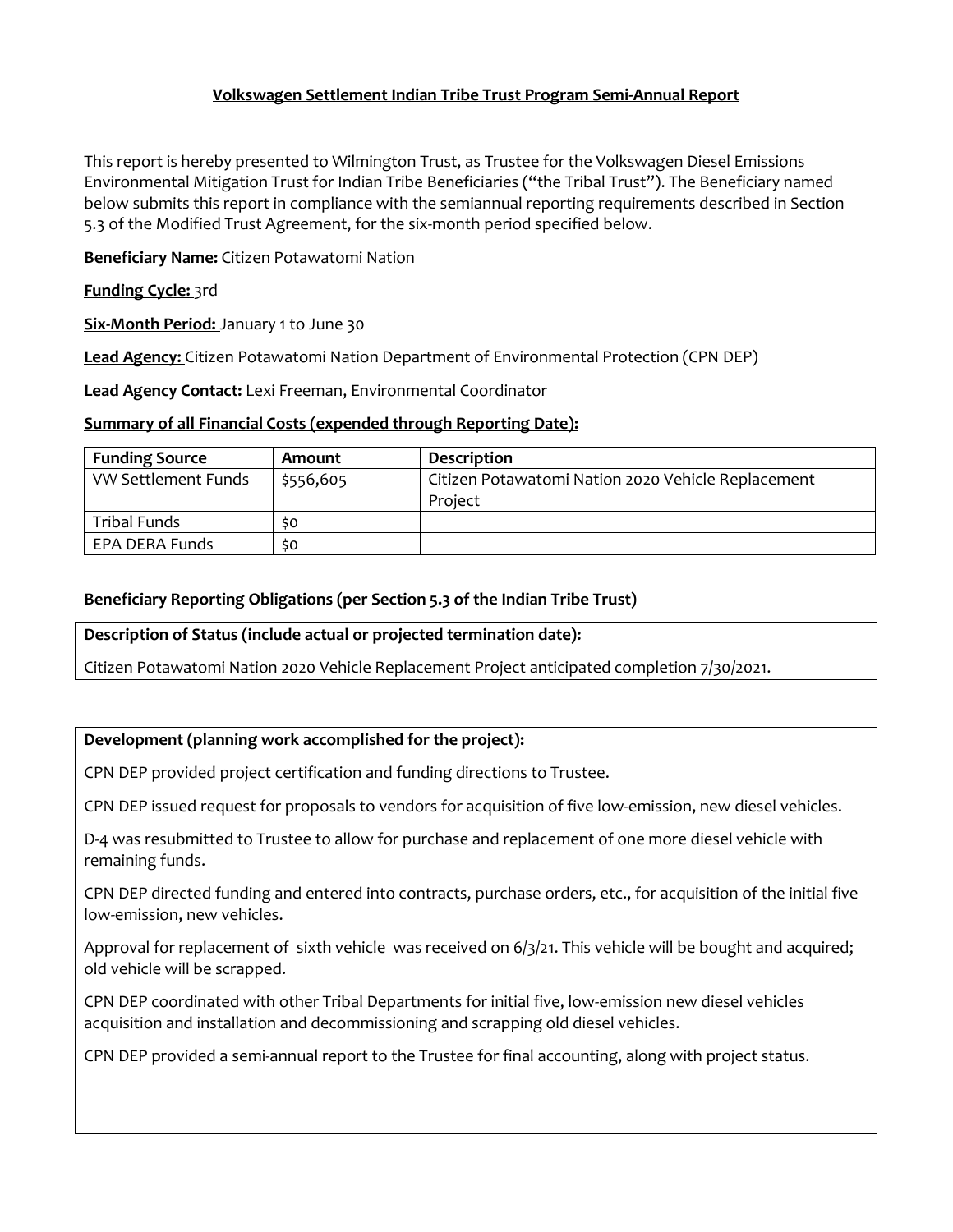# Volkswagen Settlement Indian Tribe Trust Program Semi-Annual Report

This report is hereby presented to Wilmington Trust, as Trustee for the Volkswagen Diesel Emissions Environmental Mitigation Trust for Indian Tribe Beneficiaries ("the Tribal Trust"). The Beneficiary named below submits this report in compliance with the semiannual reporting requirements described in Section 5.3 of the Modified Trust Agreement, for the six-month period specified below.

**Beneficiary Name:** Citizen Potawatomi Nation

**Funding Cycle:** 3rd

**Six-Month Period:** January 1 to June 30

**Lead Agency:** Citizen Potawatomi Nation Department of Environmental Protection (CPN DEP)

**Lead Agency Contact:** Lexi Freeman, Environmental Coordinator

**Summary of all Financial Costs (expended through Reporting Date):**

| Funding Source | Amount | Description |
|---|---|---|
| VW Settlement Funds | $556,605 | Citizen Potawatomi Nation 2020 Vehicle Replacement Project |
| Tribal Funds | $0 | |
| EPA DERA Funds | $0 | |

**Beneficiary Reporting Obligations (per Section 5.3 of the Indian Tribe Trust)**

**Description of Status (include actual or projected termination date):**

Citizen Potawatomi Nation 2020 Vehicle Replacement Project anticipated completion 7/30/2021.

**Development (planning work accomplished for the project):**

CPN DEP provided project certification and funding directions to Trustee.

CPN DEP issued request for proposals to vendors for acquisition of five low-emission, new diesel vehicles.

D-4 was resubmitted to Trustee to allow for purchase and replacement of one more diesel vehicle with remaining funds.

CPN DEP directed funding and entered into contracts, purchase orders, etc., for acquisition of the initial five low-emission, new vehicles.

Approval for replacement of sixth vehicle was received on 6/3/21. This vehicle will be bought and acquired; old vehicle will be scrapped.

CPN DEP coordinated with other Tribal Departments for initial five, low-emission new diesel vehicles acquisition and installation and decommissioning and scrapping old diesel vehicles.

CPN DEP provided a semi-annual report to the Trustee for final accounting, along with project status.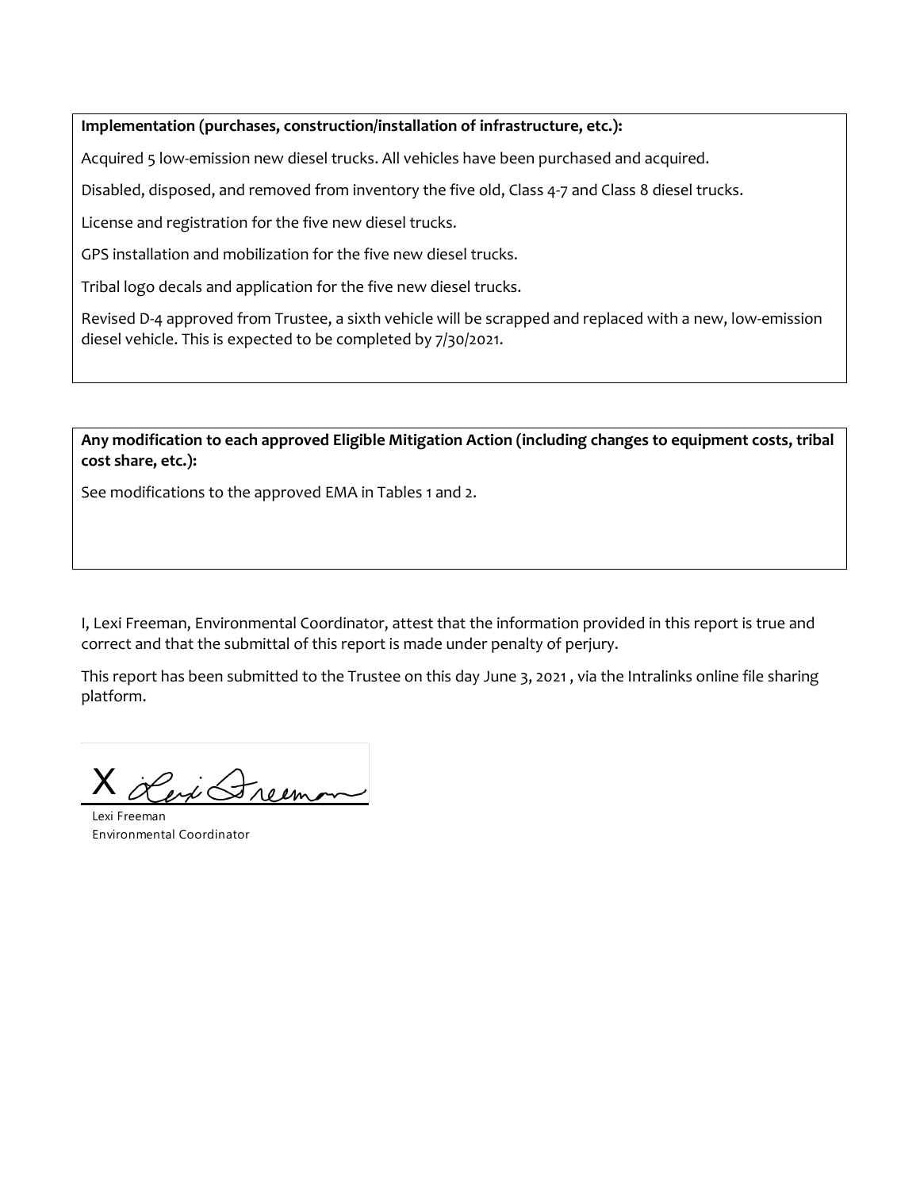**Implementation (purchases, construction/installation of infrastructure, etc.):**

Acquired 5 low-emission new diesel trucks. All vehicles have been purchased and acquired.

Disabled, disposed, and removed from inventory the five old, Class 4-7 and Class 8 diesel trucks.

License and registration for the five new diesel trucks.

GPS installation and mobilization for the five new diesel trucks.

Tribal logo decals and application for the five new diesel trucks.

Revised D-4 approved from Trustee, a sixth vehicle will be scrapped and replaced with a new, low-emission diesel vehicle. This is expected to be completed by 7/30/2021.

**Any modification to each approved Eligible Mitigation Action (including changes to equipment costs, tribal cost share, etc.):**

See modifications to the approved EMA in Tables 1 and 2.

I, Lexi Freeman, Environmental Coordinator, attest that the information provided in this report is true and correct and that the submittal of this report is made under penalty of perjury.

This report has been submitted to the Trustee on this day June 3, 2021 , via the Intralinks online file sharing platform.

X Lexi Freeman

Lexi Freeman
Environmental Coordinator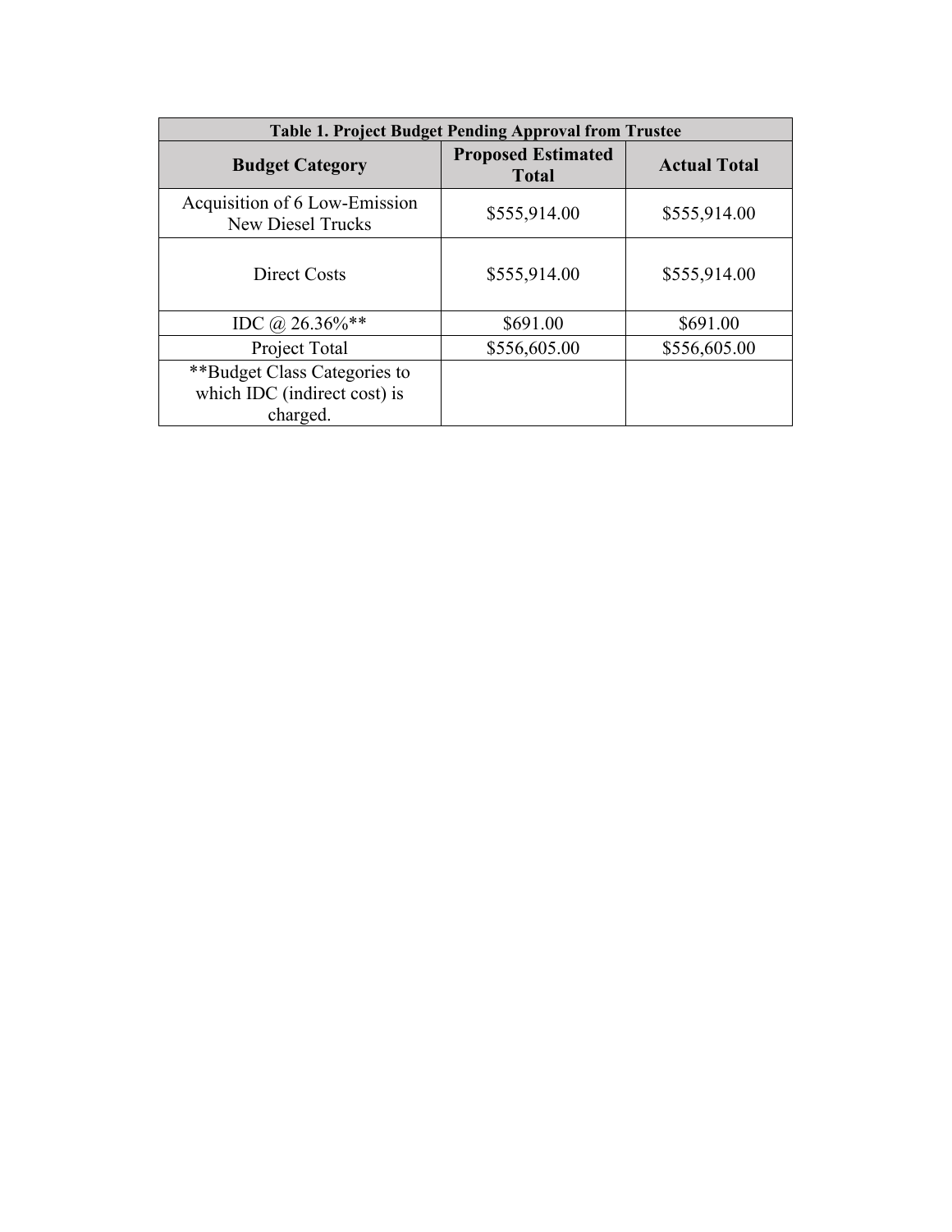| Table 1. Project Budget Pending Approval from Trustee | | |
|---|---|---|
| **Budget Category** | **Proposed Estimated Total** | **Actual Total** |
| Acquisition of 6 Low-Emission New Diesel Trucks | $555,914.00 | $555,914.00 |
| Direct Costs | $555,914.00 | $555,914.00 |
| IDC @ 26.36%** | $691.00 | $691.00 |
| Project Total | $556,605.00 | $556,605.00 |
| **Budget Class Categories to which IDC (indirect cost) is charged. | | |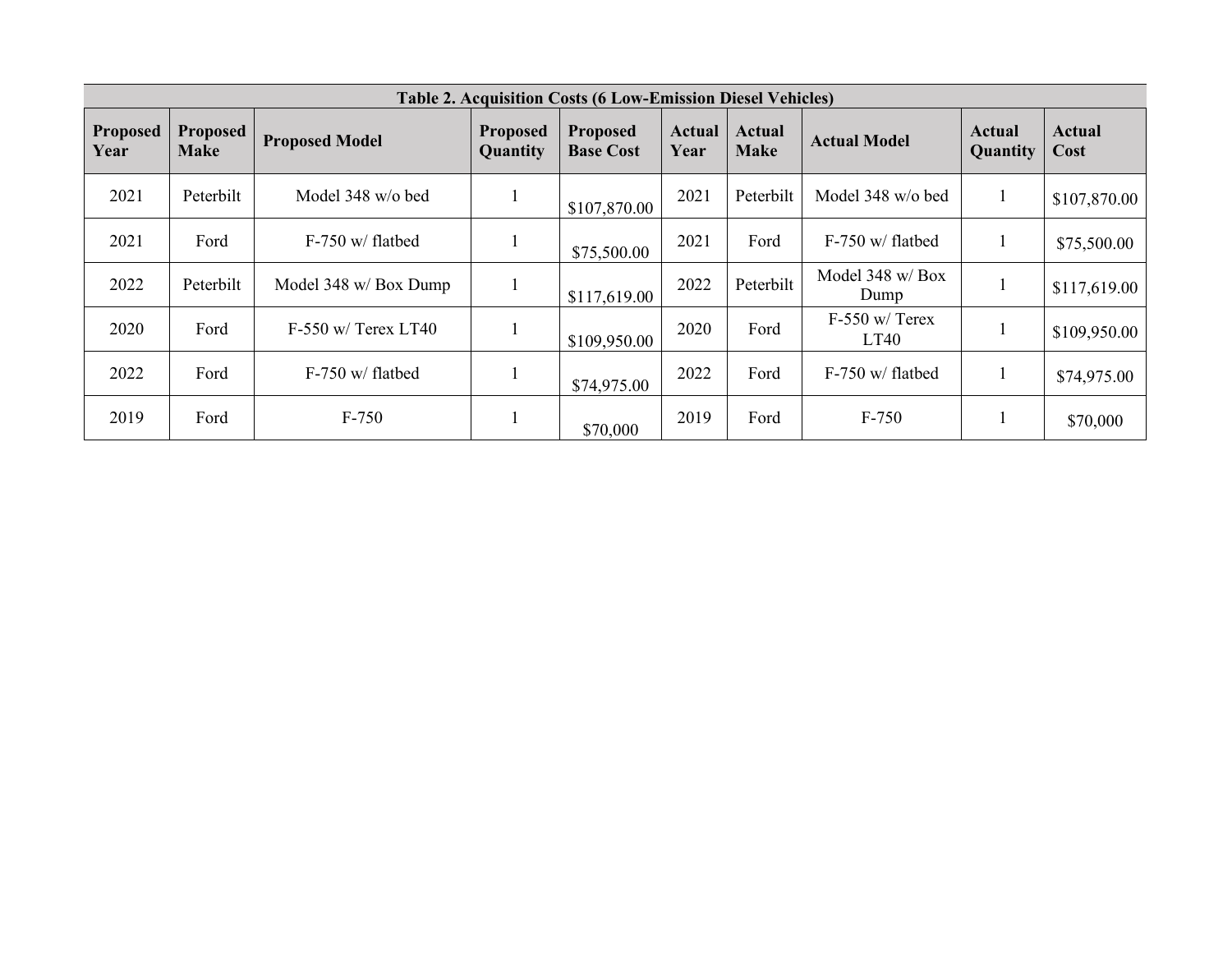| Table 2. Acquisition Costs (6 Low-Emission Diesel Vehicles) | | | | | | | | | |
|---|---|---|---|---|---|---|---|---|---|
| **Proposed Year** | **Proposed Make** | **Proposed Model** | **Proposed Quantity** | **Proposed Base Cost** | **Actual Year** | **Actual Make** | **Actual Model** | **Actual Quantity** | **Actual Cost** |
| 2021 | Peterbilt | Model 348 w/o bed | 1 | $107,870.00 | 2021 | Peterbilt | Model 348 w/o bed | 1 | $107,870.00 |
| 2021 | Ford | F-750 w/ flatbed | 1 | $75,500.00 | 2021 | Ford | F-750 w/ flatbed | 1 | $75,500.00 |
| 2022 | Peterbilt | Model 348 w/ Box Dump | 1 | $117,619.00 | 2022 | Peterbilt | Model 348 w/ Box Dump | 1 | $117,619.00 |
| 2020 | Ford | F-550 w/ Terex LT40 | 1 | $109,950.00 | 2020 | Ford | F-550 w/ Terex LT40 | 1 | $109,950.00 |
| 2022 | Ford | F-750 w/ flatbed | 1 | $74,975.00 | 2022 | Ford | F-750 w/ flatbed | 1 | $74,975.00 |
| 2019 | Ford | F-750 | 1 | $70,000 | 2019 | Ford | F-750 | 1 | $70,000 |